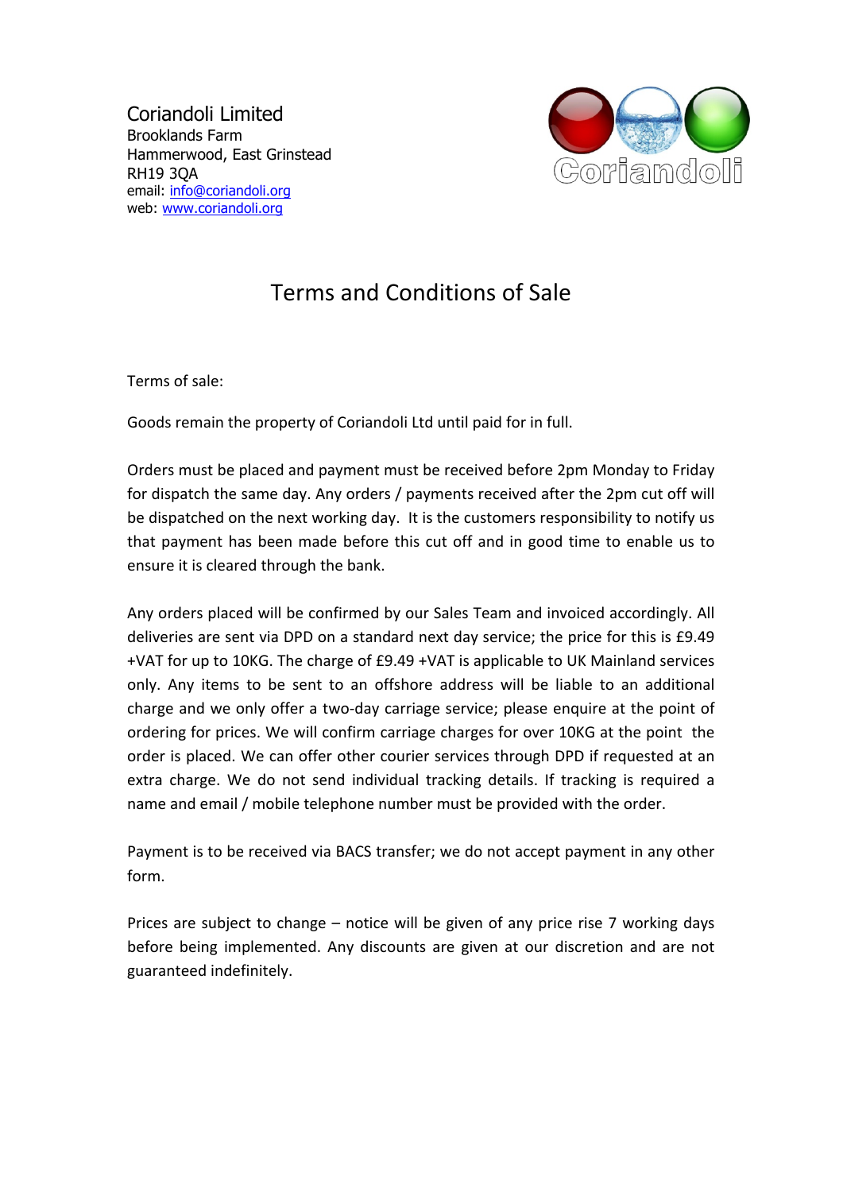Coriandoli Limited
Brooklands Farm
Hammerwood, East Grinstead
RH19 3QA
email: info@coriandoli.org
web: www.coriandoli.org

# Terms and Conditions of Sale

Terms of sale:

Goods remain the property of Coriandoli Ltd until paid for in full.

Orders must be placed and payment must be received before 2pm Monday to Friday for dispatch the same day. Any orders / payments received after the 2pm cut off will be dispatched on the next working day. It is the customers responsibility to notify us that payment has been made before this cut off and in good time to enable us to ensure it is cleared through the bank.

Any orders placed will be confirmed by our Sales Team and invoiced accordingly. All deliveries are sent via DPD on a standard next day service; the price for this is £9.49 +VAT for up to 10KG. The charge of £9.49 +VAT is applicable to UK Mainland services only. Any items to be sent to an offshore address will be liable to an additional charge and we only offer a two-day carriage service; please enquire at the point of ordering for prices. We will confirm carriage charges for over 10KG at the point the order is placed. We can offer other courier services through DPD if requested at an extra charge. We do not send individual tracking details. If tracking is required a name and email / mobile telephone number must be provided with the order.

Payment is to be received via BACS transfer; we do not accept payment in any other form.

Prices are subject to change – notice will be given of any price rise 7 working days before being implemented. Any discounts are given at our discretion and are not guaranteed indefinitely.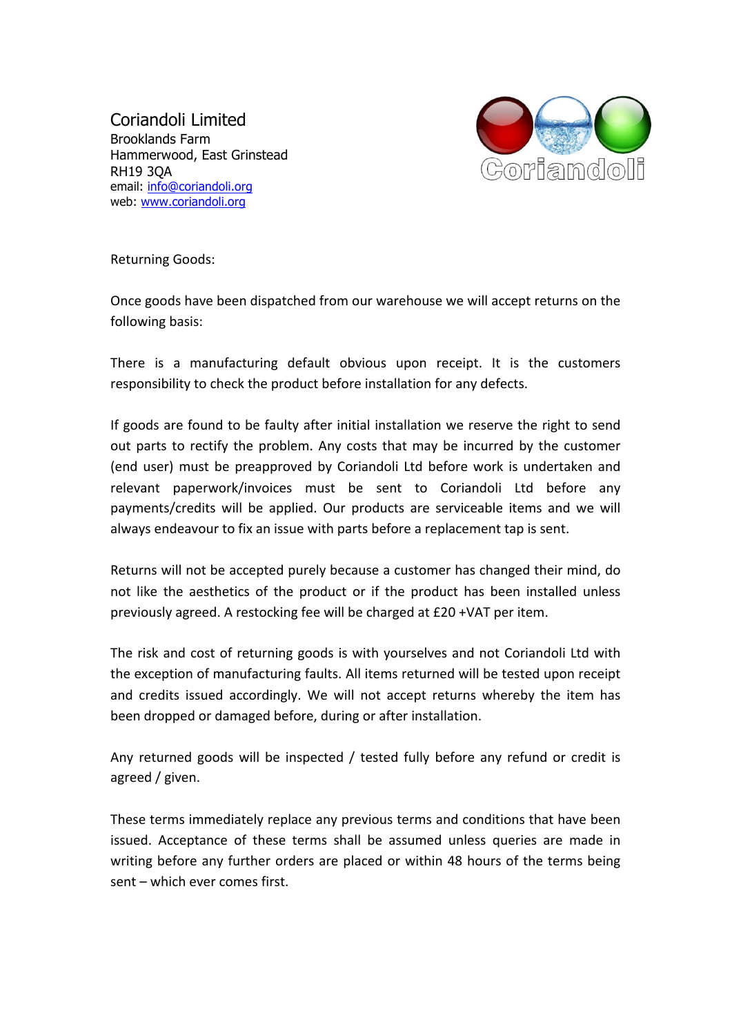Coriandoli Limited
Brooklands Farm
Hammerwood, East Grinstead
RH19 3QA
email: info@coriandoli.org
web: www.coriandoli.org

Returning Goods:

Once goods have been dispatched from our warehouse we will accept returns on the following basis:

There is a manufacturing default obvious upon receipt. It is the customers responsibility to check the product before installation for any defects.

If goods are found to be faulty after initial installation we reserve the right to send out parts to rectify the problem. Any costs that may be incurred by the customer (end user) must be preapproved by Coriandoli Ltd before work is undertaken and relevant paperwork/invoices must be sent to Coriandoli Ltd before any payments/credits will be applied. Our products are serviceable items and we will always endeavour to fix an issue with parts before a replacement tap is sent.

Returns will not be accepted purely because a customer has changed their mind, do not like the aesthetics of the product or if the product has been installed unless previously agreed. A restocking fee will be charged at £20 +VAT per item.

The risk and cost of returning goods is with yourselves and not Coriandoli Ltd with the exception of manufacturing faults. All items returned will be tested upon receipt and credits issued accordingly. We will not accept returns whereby the item has been dropped or damaged before, during or after installation.

Any returned goods will be inspected / tested fully before any refund or credit is agreed / given.

These terms immediately replace any previous terms and conditions that have been issued. Acceptance of these terms shall be assumed unless queries are made in writing before any further orders are placed or within 48 hours of the terms being sent – which ever comes first.